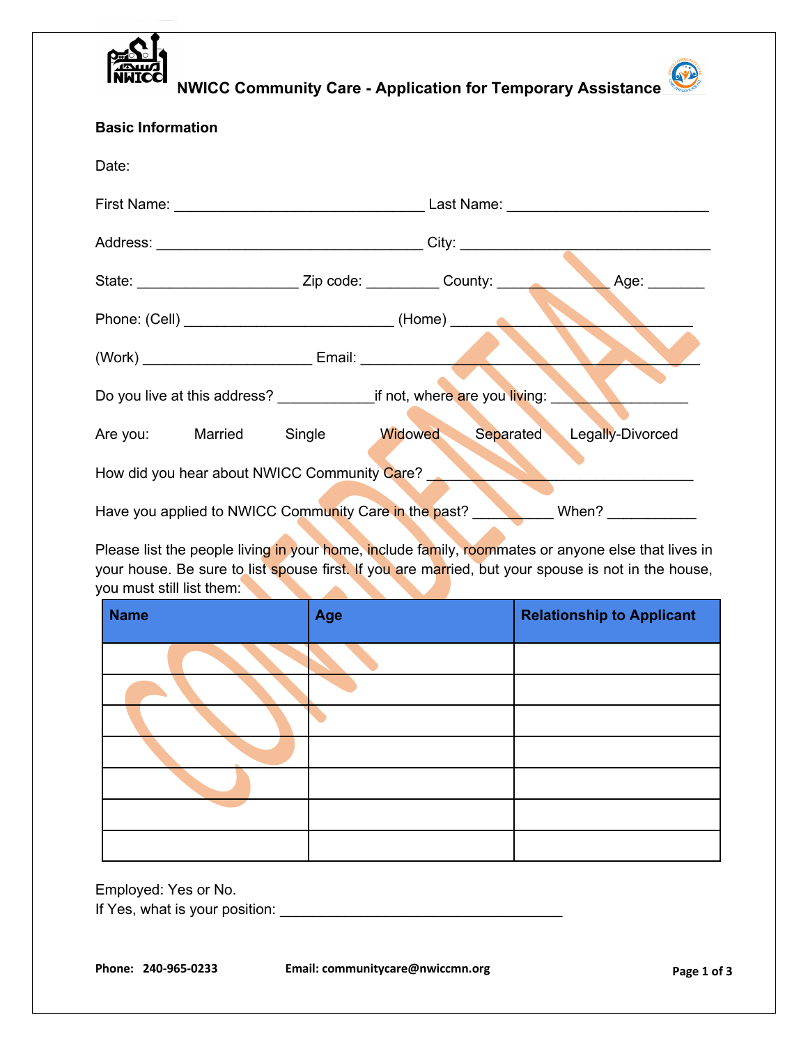# NWICC Community Care - Application for Temporary Assistance

**Basic Information**

Date:

First Name: ________________________________ Last Name: __________________________

Address: __________________________________ City: ________________________________

State: ____________________ Zip code: _________ County: ______________ Age: _______

Phone: (Cell) ___________________________ (Home) _______________________________

(Work) _____________________ Email: ___________________________________________

Do you live at this address? ____________if not, where are you living: _________________

Are you: Married Single Widowed Separated Legally-Divorced

How did you hear about NWICC Community Care? __________________________________

Have you applied to NWICC Community Care in the past? __________ When? ___________

Please list the people living in your home, include family, roommates or anyone else that lives in your house. Be sure to list spouse first. If you are married, but your spouse is not in the house, you must still list them:

| Name | Age | Relationship to Applicant |
|---|---|---|
| | | |
| | | |
| | | |
| | | |
| | | |
| | | |
| | | |

Employed: Yes or No.
If Yes, what is your position: ____________________________________

**Phone: 240-965-0233** **Email: communitycare@nwiccmn.org**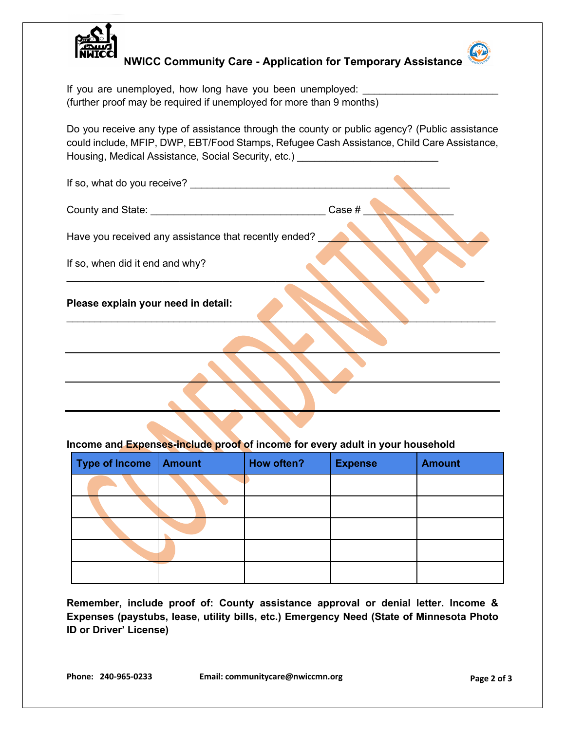# NWICC Community Care - Application for Temporary Assistance

If you are unemployed, how long have you been unemployed: ________________________
(further proof may be required if unemployed for more than 9 months)

Do you receive any type of assistance through the county or public agency? (Public assistance could include, MFIP, DWP, EBT/Food Stamps, Refugee Cash Assistance, Child Care Assistance, Housing, Medical Assistance, Social Security, etc.) _________________________

If so, what do you receive? _______________________________________________

County and State: _______________________________ Case # _______________

Have you received any assistance that recently ended? ___________________________

If so, when did it end and why?

___________________________________________________________________________

**Please explain your need in detail:**

___________________________________________________________________________

___________________________________________________________________________

___________________________________________________________________________

___________________________________________________________________________

**Income and Expenses-include proof of income for every adult in your household**

| Type of Income | Amount | How often? | Expense | Amount |
|---|---|---|---|---|
| | | | | |
| | | | | |
| | | | | |
| | | | | |
| | | | | |

**Remember, include proof of: County assistance approval or denial letter. Income & Expenses (paystubs, lease, utility bills, etc.) Emergency Need (State of Minnesota Photo ID or Driver' License)**

**Phone: 240-965-0233** **Email: communitycare@nwiccmn.org**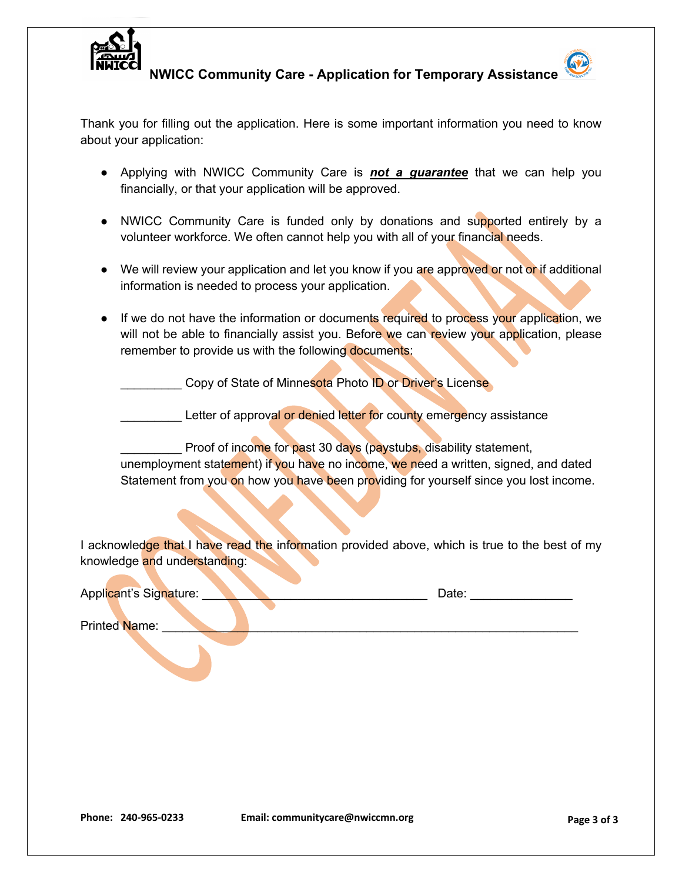# NWICC Community Care - Application for Temporary Assistance

Thank you for filling out the application. Here is some important information you need to know about your application:

- Applying with NWICC Community Care is ***not a guarantee*** that we can help you financially, or that your application will be approved.
- NWICC Community Care is funded only by donations and supported entirely by a volunteer workforce. We often cannot help you with all of your financial needs.
- We will review your application and let you know if you are approved or not or if additional information is needed to process your application.
- If we do not have the information or documents required to process your application, we will not be able to financially assist you. Before we can review your application, please remember to provide us with the following documents:

  _________ Copy of State of Minnesota Photo ID or Driver's License

  _________ Letter of approval or denied letter for county emergency assistance

  _________ Proof of income for past 30 days (paystubs, disability statement, unemployment statement) if you have no income, we need a written, signed, and dated Statement from you on how you have been providing for yourself since you lost income.

I acknowledge that I have read the information provided above, which is true to the best of my knowledge and understanding:

Applicant's Signature: _________________________________ Date: _______________

Printed Name: ____________________________________________________________

**Phone: 240-965-0233** **Email: communitycare@nwiccmn.org**